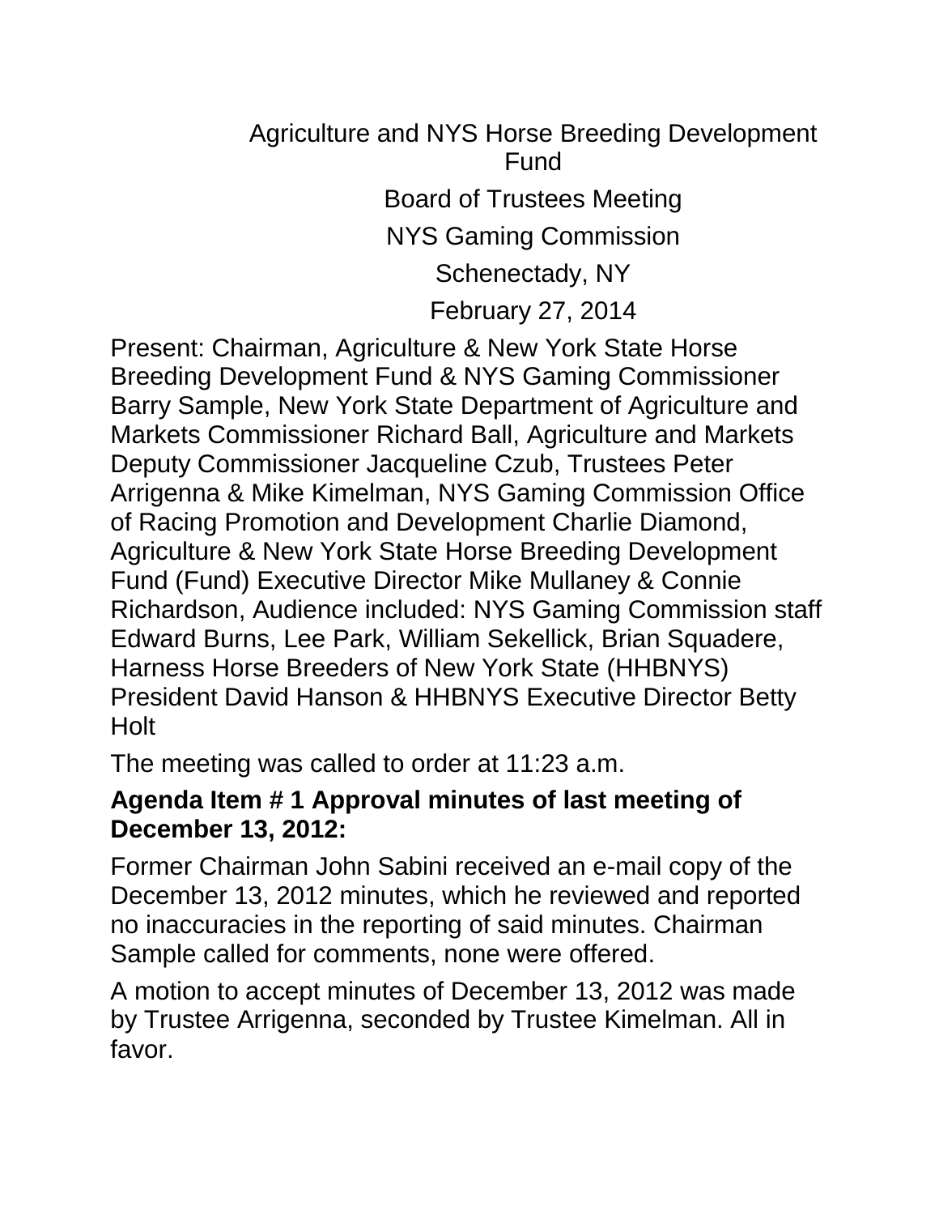# Agriculture and NYS Horse Breeding Development Fund

## Board of Trustees Meeting

## NYS Gaming Commission

## Schenectady, NY

## February 27, 2014

Present: Chairman, Agriculture & New York State Horse Breeding Development Fund & NYS Gaming Commissioner Barry Sample, New York State Department of Agriculture and Markets Commissioner Richard Ball, Agriculture and Markets Deputy Commissioner Jacqueline Czub, Trustees Peter Arrigenna & Mike Kimelman, NYS Gaming Commission Office of Racing Promotion and Development Charlie Diamond, Agriculture & New York State Horse Breeding Development Fund (Fund) Executive Director Mike Mullaney & Connie Richardson, Audience included: NYS Gaming Commission staff Edward Burns, Lee Park, William Sekellick, Brian Squadere, Harness Horse Breeders of New York State (HHBNYS) President David Hanson & HHBNYS Executive Director Betty Holt

The meeting was called to order at 11:23 a.m.

**Agenda Item # 1 Approval minutes of last meeting of December 13, 2012:**

Former Chairman John Sabini received an e-mail copy of the December 13, 2012 minutes, which he reviewed and reported no inaccuracies in the reporting of said minutes. Chairman Sample called for comments, none were offered.

A motion to accept minutes of December 13, 2012 was made by Trustee Arrigenna, seconded by Trustee Kimelman. All in favor.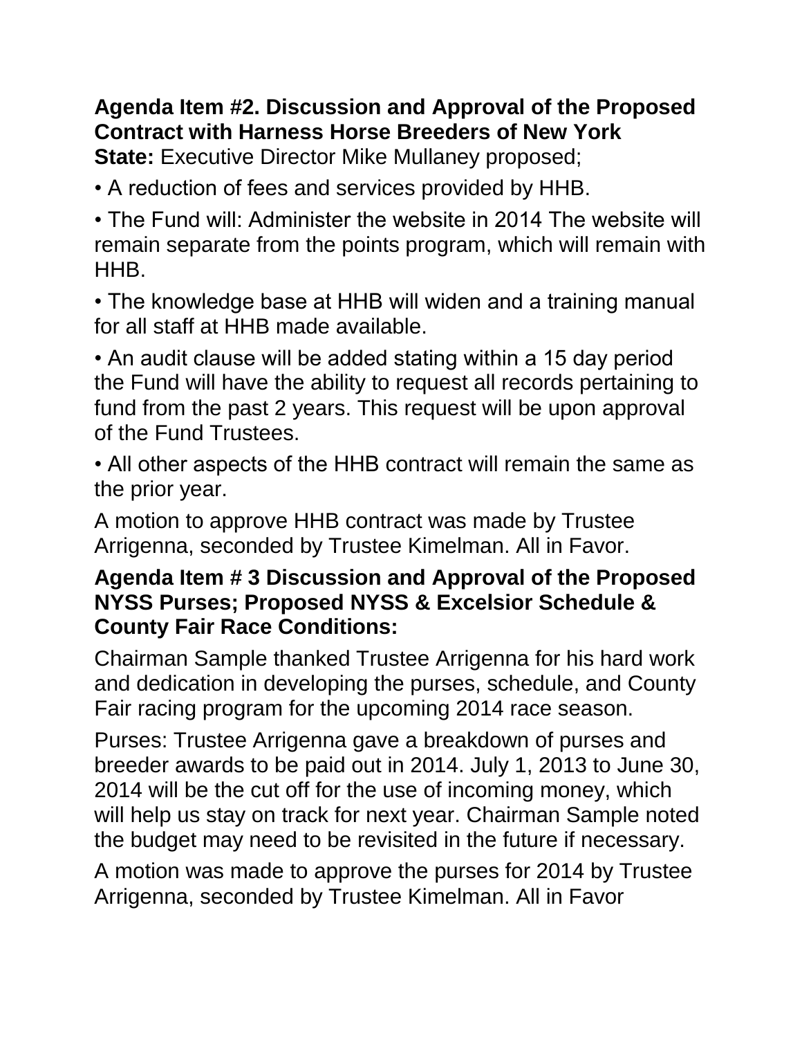**Agenda Item #2. Discussion and Approval of the Proposed Contract with Harness Horse Breeders of New York State:** Executive Director Mike Mullaney proposed;

• A reduction of fees and services provided by HHB.

• The Fund will: Administer the website in 2014 The website will remain separate from the points program, which will remain with HHB.

• The knowledge base at HHB will widen and a training manual for all staff at HHB made available.

• An audit clause will be added stating within a 15 day period the Fund will have the ability to request all records pertaining to fund from the past 2 years. This request will be upon approval of the Fund Trustees.

• All other aspects of the HHB contract will remain the same as the prior year.

A motion to approve HHB contract was made by Trustee Arrigenna, seconded by Trustee Kimelman. All in Favor.

**Agenda Item # 3 Discussion and Approval of the Proposed NYSS Purses; Proposed NYSS & Excelsior Schedule & County Fair Race Conditions:**

Chairman Sample thanked Trustee Arrigenna for his hard work and dedication in developing the purses, schedule, and County Fair racing program for the upcoming 2014 race season.

Purses: Trustee Arrigenna gave a breakdown of purses and breeder awards to be paid out in 2014. July 1, 2013 to June 30, 2014 will be the cut off for the use of incoming money, which will help us stay on track for next year. Chairman Sample noted the budget may need to be revisited in the future if necessary.

A motion was made to approve the purses for 2014 by Trustee Arrigenna, seconded by Trustee Kimelman. All in Favor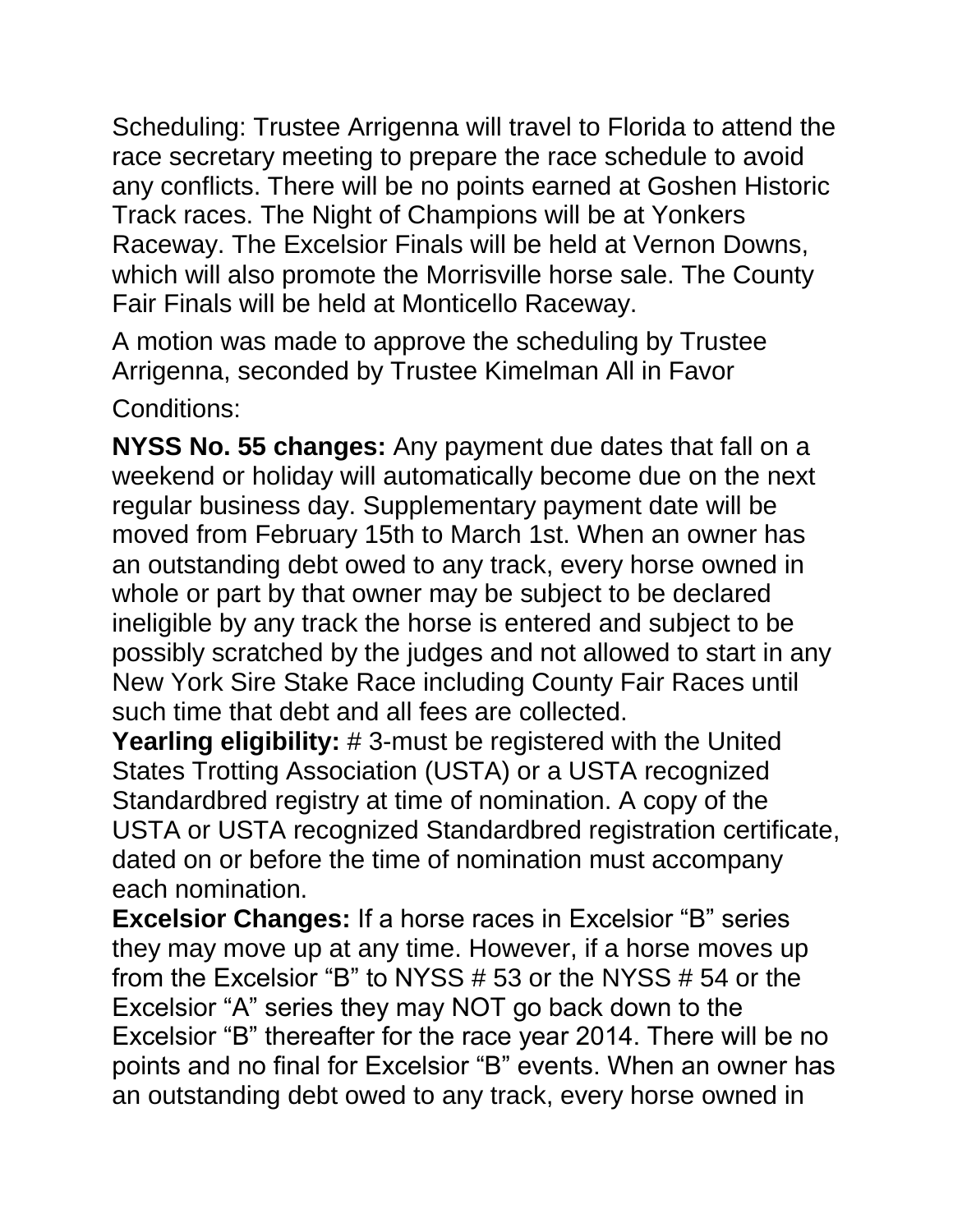Scheduling: Trustee Arrigenna will travel to Florida to attend the race secretary meeting to prepare the race schedule to avoid any conflicts. There will be no points earned at Goshen Historic Track races. The Night of Champions will be at Yonkers Raceway. The Excelsior Finals will be held at Vernon Downs, which will also promote the Morrisville horse sale. The County Fair Finals will be held at Monticello Raceway.

A motion was made to approve the scheduling by Trustee Arrigenna, seconded by Trustee Kimelman All in Favor

Conditions:

**NYSS No. 55 changes:** Any payment due dates that fall on a weekend or holiday will automatically become due on the next regular business day. Supplementary payment date will be moved from February 15th to March 1st. When an owner has an outstanding debt owed to any track, every horse owned in whole or part by that owner may be subject to be declared ineligible by any track the horse is entered and subject to be possibly scratched by the judges and not allowed to start in any New York Sire Stake Race including County Fair Races until such time that debt and all fees are collected.
**Yearling eligibility:** # 3-must be registered with the United States Trotting Association (USTA) or a USTA recognized Standardbred registry at time of nomination. A copy of the USTA or USTA recognized Standardbred registration certificate, dated on or before the time of nomination must accompany each nomination.
**Excelsior Changes:** If a horse races in Excelsior "B" series they may move up at any time. However, if a horse moves up from the Excelsior "B" to NYSS # 53 or the NYSS # 54 or the Excelsior "A" series they may NOT go back down to the Excelsior "B" thereafter for the race year 2014. There will be no points and no final for Excelsior "B" events. When an owner has an outstanding debt owed to any track, every horse owned in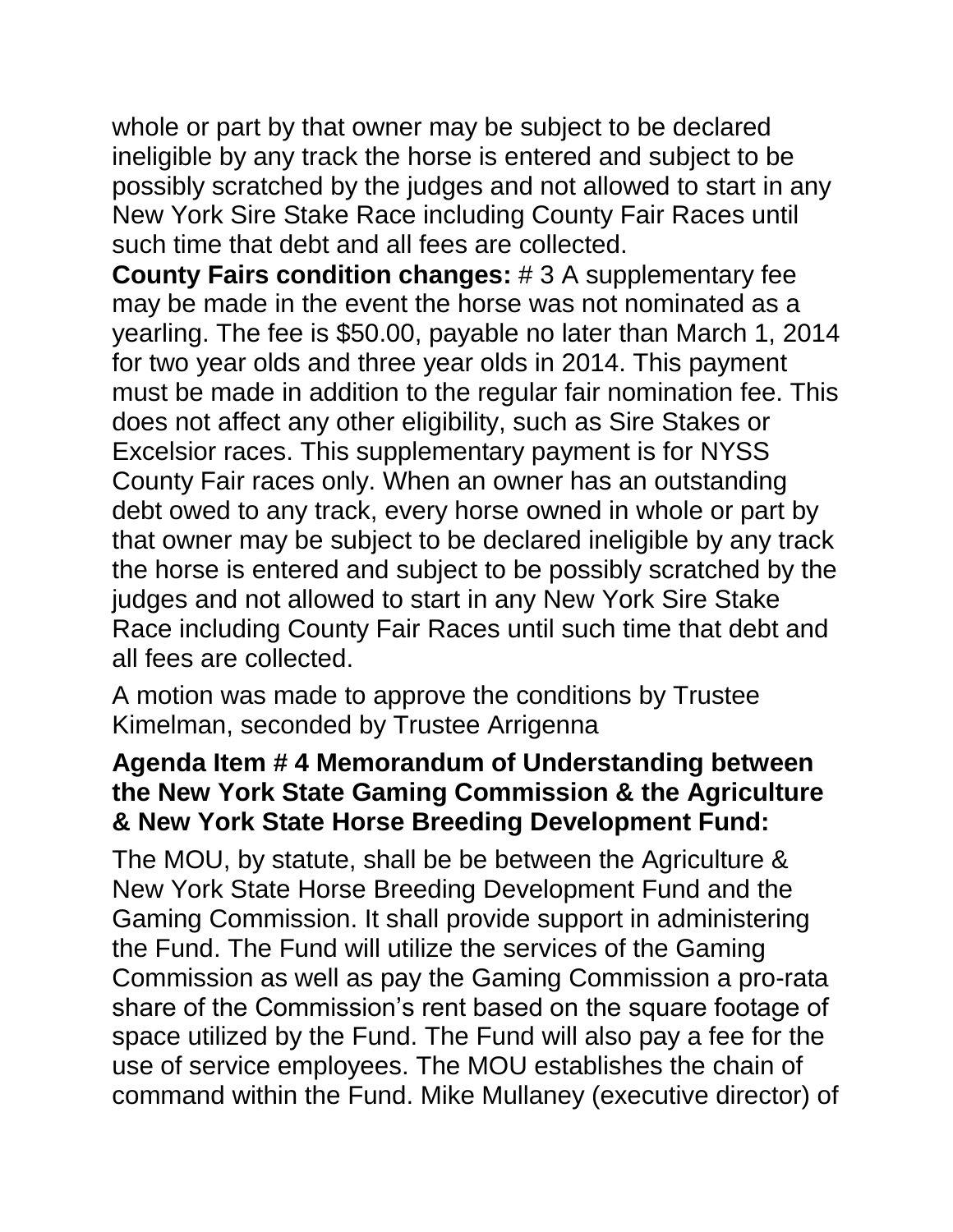whole or part by that owner may be subject to be declared ineligible by any track the horse is entered and subject to be possibly scratched by the judges and not allowed to start in any New York Sire Stake Race including County Fair Races until such time that debt and all fees are collected.

**County Fairs condition changes:** # 3 A supplementary fee may be made in the event the horse was not nominated as a yearling. The fee is $50.00, payable no later than March 1, 2014 for two year olds and three year olds in 2014. This payment must be made in addition to the regular fair nomination fee. This does not affect any other eligibility, such as Sire Stakes or Excelsior races. This supplementary payment is for NYSS County Fair races only. When an owner has an outstanding debt owed to any track, every horse owned in whole or part by that owner may be subject to be declared ineligible by any track the horse is entered and subject to be possibly scratched by the judges and not allowed to start in any New York Sire Stake Race including County Fair Races until such time that debt and all fees are collected.

A motion was made to approve the conditions by Trustee Kimelman, seconded by Trustee Arrigenna

**Agenda Item # 4 Memorandum of Understanding between the New York State Gaming Commission & the Agriculture & New York State Horse Breeding Development Fund:**

The MOU, by statute, shall be be between the Agriculture & New York State Horse Breeding Development Fund and the Gaming Commission. It shall provide support in administering the Fund. The Fund will utilize the services of the Gaming Commission as well as pay the Gaming Commission a pro-rata share of the Commission's rent based on the square footage of space utilized by the Fund. The Fund will also pay a fee for the use of service employees. The MOU establishes the chain of command within the Fund. Mike Mullaney (executive director) of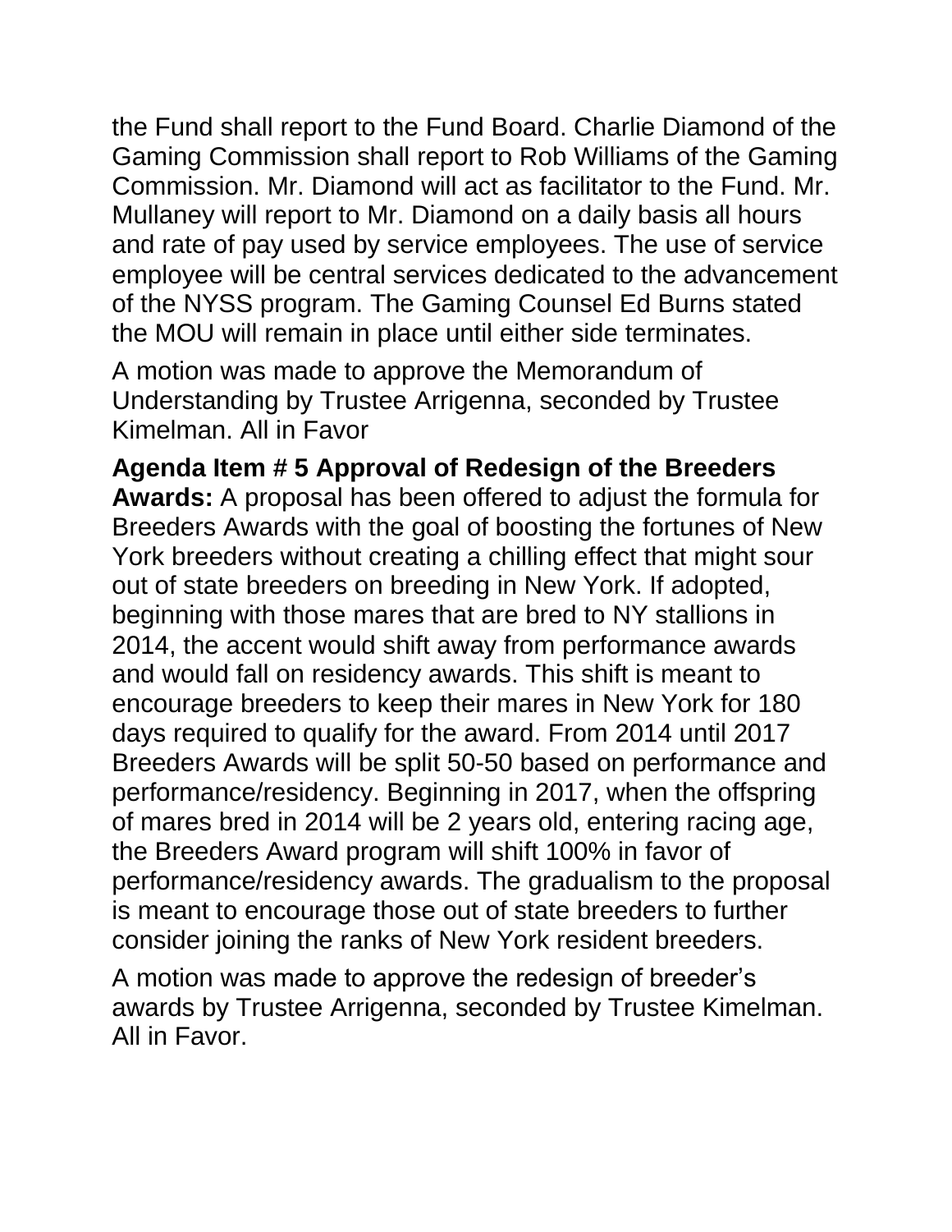the Fund shall report to the Fund Board. Charlie Diamond of the Gaming Commission shall report to Rob Williams of the Gaming Commission. Mr. Diamond will act as facilitator to the Fund. Mr. Mullaney will report to Mr. Diamond on a daily basis all hours and rate of pay used by service employees. The use of service employee will be central services dedicated to the advancement of the NYSS program. The Gaming Counsel Ed Burns stated the MOU will remain in place until either side terminates.

A motion was made to approve the Memorandum of Understanding by Trustee Arrigenna, seconded by Trustee Kimelman. All in Favor

**Agenda Item # 5 Approval of Redesign of the Breeders Awards:** A proposal has been offered to adjust the formula for Breeders Awards with the goal of boosting the fortunes of New York breeders without creating a chilling effect that might sour out of state breeders on breeding in New York. If adopted, beginning with those mares that are bred to NY stallions in 2014, the accent would shift away from performance awards and would fall on residency awards. This shift is meant to encourage breeders to keep their mares in New York for 180 days required to qualify for the award. From 2014 until 2017 Breeders Awards will be split 50-50 based on performance and performance/residency. Beginning in 2017, when the offspring of mares bred in 2014 will be 2 years old, entering racing age, the Breeders Award program will shift 100% in favor of performance/residency awards. The gradualism to the proposal is meant to encourage those out of state breeders to further consider joining the ranks of New York resident breeders.

A motion was made to approve the redesign of breeder's awards by Trustee Arrigenna, seconded by Trustee Kimelman. All in Favor.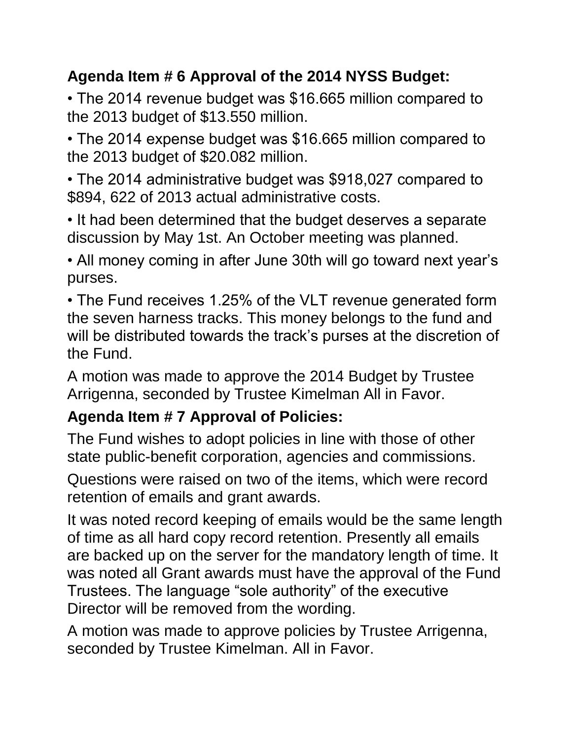**Agenda Item # 6 Approval of the 2014 NYSS Budget:**

- The 2014 revenue budget was $16.665 million compared to the 2013 budget of $13.550 million.
- The 2014 expense budget was $16.665 million compared to the 2013 budget of $20.082 million.
- The 2014 administrative budget was $918,027 compared to $894, 622 of 2013 actual administrative costs.
- It had been determined that the budget deserves a separate discussion by May 1st. An October meeting was planned.
- All money coming in after June 30th will go toward next year's purses.
- The Fund receives 1.25% of the VLT revenue generated form the seven harness tracks. This money belongs to the fund and will be distributed towards the track's purses at the discretion of the Fund.

A motion was made to approve the 2014 Budget by Trustee Arrigenna, seconded by Trustee Kimelman All in Favor.

**Agenda Item # 7 Approval of Policies:**

The Fund wishes to adopt policies in line with those of other state public-benefit corporation, agencies and commissions.

Questions were raised on two of the items, which were record retention of emails and grant awards.

It was noted record keeping of emails would be the same length of time as all hard copy record retention. Presently all emails are backed up on the server for the mandatory length of time. It was noted all Grant awards must have the approval of the Fund Trustees. The language "sole authority" of the executive Director will be removed from the wording.

A motion was made to approve policies by Trustee Arrigenna, seconded by Trustee Kimelman. All in Favor.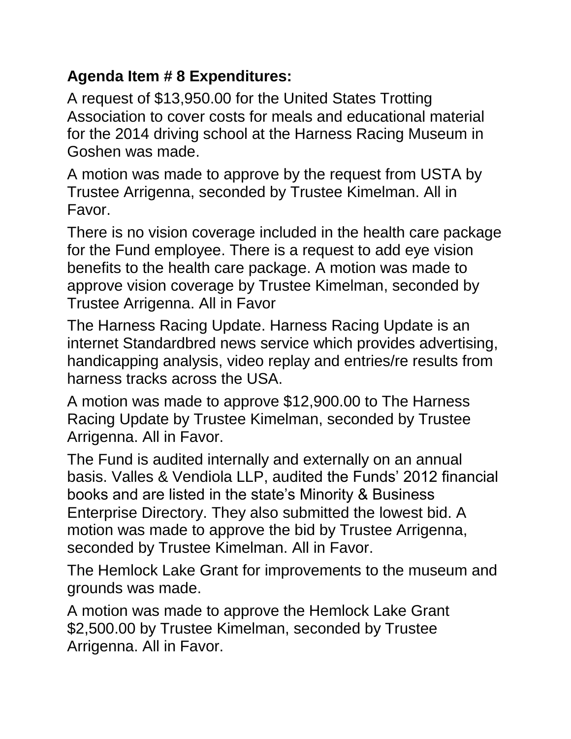**Agenda Item # 8 Expenditures:**

A request of $13,950.00 for the United States Trotting Association to cover costs for meals and educational material for the 2014 driving school at the Harness Racing Museum in Goshen was made.

A motion was made to approve by the request from USTA by Trustee Arrigenna, seconded by Trustee Kimelman. All in Favor.

There is no vision coverage included in the health care package for the Fund employee. There is a request to add eye vision benefits to the health care package. A motion was made to approve vision coverage by Trustee Kimelman, seconded by Trustee Arrigenna. All in Favor

The Harness Racing Update. Harness Racing Update is an internet Standardbred news service which provides advertising, handicapping analysis, video replay and entries/re results from harness tracks across the USA.

A motion was made to approve $12,900.00 to The Harness Racing Update by Trustee Kimelman, seconded by Trustee Arrigenna. All in Favor.

The Fund is audited internally and externally on an annual basis. Valles & Vendiola LLP, audited the Funds' 2012 financial books and are listed in the state's Minority & Business Enterprise Directory. They also submitted the lowest bid. A motion was made to approve the bid by Trustee Arrigenna, seconded by Trustee Kimelman. All in Favor.

The Hemlock Lake Grant for improvements to the museum and grounds was made.

A motion was made to approve the Hemlock Lake Grant $2,500.00 by Trustee Kimelman, seconded by Trustee Arrigenna. All in Favor.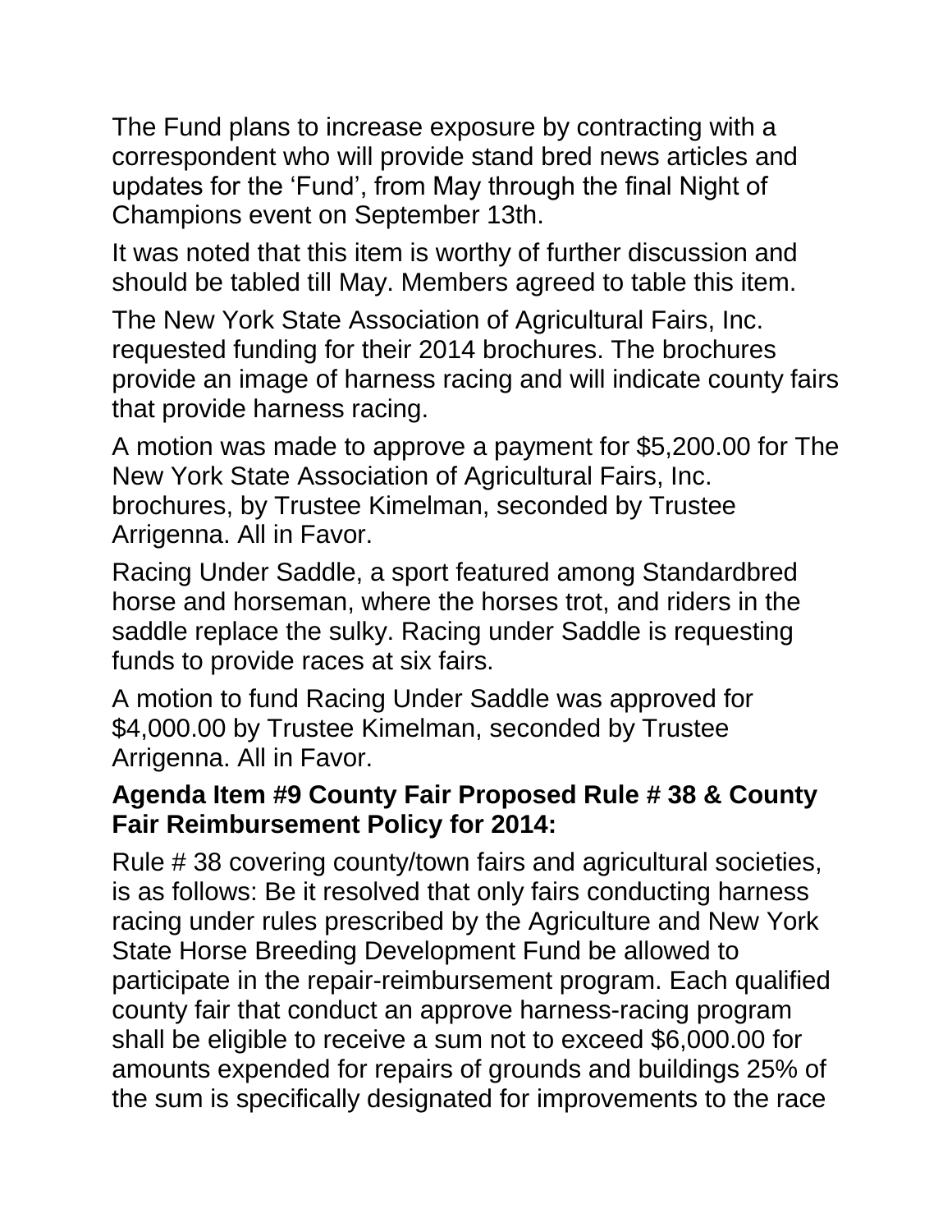The Fund plans to increase exposure by contracting with a correspondent who will provide stand bred news articles and updates for the 'Fund', from May through the final Night of Champions event on September 13th.

It was noted that this item is worthy of further discussion and should be tabled till May. Members agreed to table this item.

The New York State Association of Agricultural Fairs, Inc. requested funding for their 2014 brochures. The brochures provide an image of harness racing and will indicate county fairs that provide harness racing.

A motion was made to approve a payment for $5,200.00 for The New York State Association of Agricultural Fairs, Inc. brochures, by Trustee Kimelman, seconded by Trustee Arrigenna. All in Favor.

Racing Under Saddle, a sport featured among Standardbred horse and horseman, where the horses trot, and riders in the saddle replace the sulky. Racing under Saddle is requesting funds to provide races at six fairs.

A motion to fund Racing Under Saddle was approved for $4,000.00 by Trustee Kimelman, seconded by Trustee Arrigenna. All in Favor.

**Agenda Item #9 County Fair Proposed Rule # 38 & County Fair Reimbursement Policy for 2014:**

Rule # 38 covering county/town fairs and agricultural societies, is as follows: Be it resolved that only fairs conducting harness racing under rules prescribed by the Agriculture and New York State Horse Breeding Development Fund be allowed to participate in the repair-reimbursement program. Each qualified county fair that conduct an approve harness-racing program shall be eligible to receive a sum not to exceed $6,000.00 for amounts expended for repairs of grounds and buildings 25% of the sum is specifically designated for improvements to the race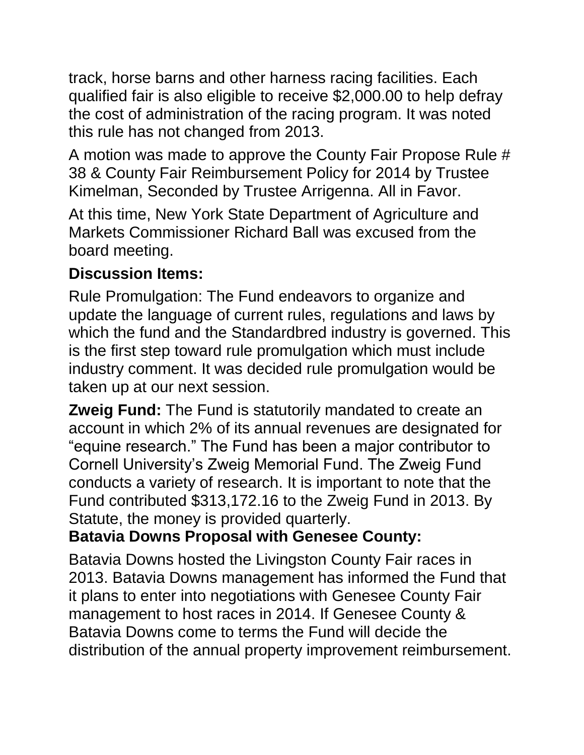track, horse barns and other harness racing facilities. Each qualified fair is also eligible to receive $2,000.00 to help defray the cost of administration of the racing program. It was noted this rule has not changed from 2013.

A motion was made to approve the County Fair Propose Rule # 38 & County Fair Reimbursement Policy for 2014 by Trustee Kimelman, Seconded by Trustee Arrigenna. All in Favor.

At this time, New York State Department of Agriculture and Markets Commissioner Richard Ball was excused from the board meeting.

**Discussion Items:**

Rule Promulgation: The Fund endeavors to organize and update the language of current rules, regulations and laws by which the fund and the Standardbred industry is governed. This is the first step toward rule promulgation which must include industry comment. It was decided rule promulgation would be taken up at our next session.

**Zweig Fund:** The Fund is statutorily mandated to create an account in which 2% of its annual revenues are designated for "equine research." The Fund has been a major contributor to Cornell University's Zweig Memorial Fund. The Zweig Fund conducts a variety of research. It is important to note that the Fund contributed $313,172.16 to the Zweig Fund in 2013. By Statute, the money is provided quarterly.

**Batavia Downs Proposal with Genesee County:**

Batavia Downs hosted the Livingston County Fair races in 2013. Batavia Downs management has informed the Fund that it plans to enter into negotiations with Genesee County Fair management to host races in 2014. If Genesee County & Batavia Downs come to terms the Fund will decide the distribution of the annual property improvement reimbursement.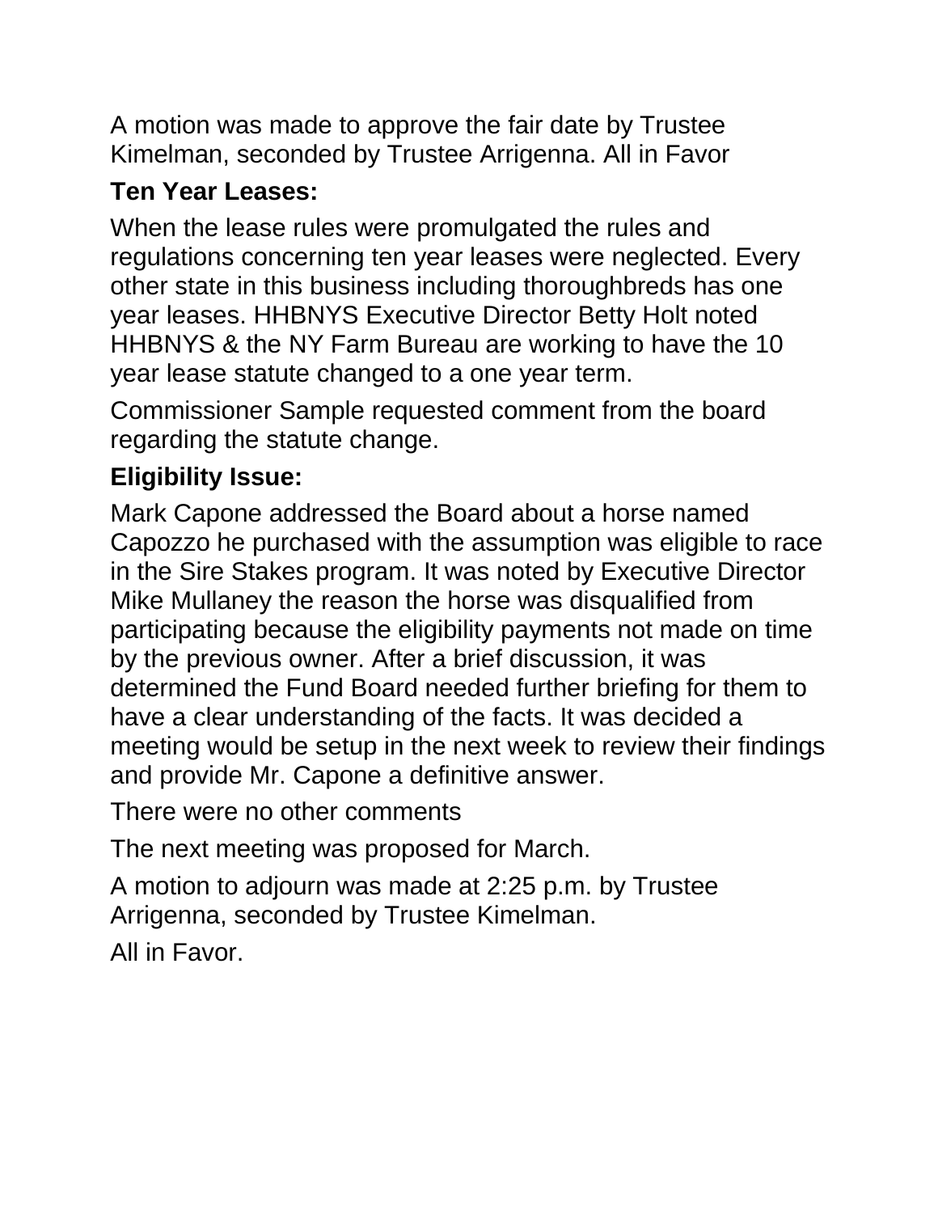A motion was made to approve the fair date by Trustee Kimelman, seconded by Trustee Arrigenna. All in Favor

**Ten Year Leases:**

When the lease rules were promulgated the rules and regulations concerning ten year leases were neglected. Every other state in this business including thoroughbreds has one year leases. HHBNYS Executive Director Betty Holt noted HHBNYS & the NY Farm Bureau are working to have the 10 year lease statute changed to a one year term.

Commissioner Sample requested comment from the board regarding the statute change.

**Eligibility Issue:**

Mark Capone addressed the Board about a horse named Capozzo he purchased with the assumption was eligible to race in the Sire Stakes program. It was noted by Executive Director Mike Mullaney the reason the horse was disqualified from participating because the eligibility payments not made on time by the previous owner. After a brief discussion, it was determined the Fund Board needed further briefing for them to have a clear understanding of the facts. It was decided a meeting would be setup in the next week to review their findings and provide Mr. Capone a definitive answer.

There were no other comments

The next meeting was proposed for March.

A motion to adjourn was made at 2:25 p.m. by Trustee Arrigenna, seconded by Trustee Kimelman.

All in Favor.